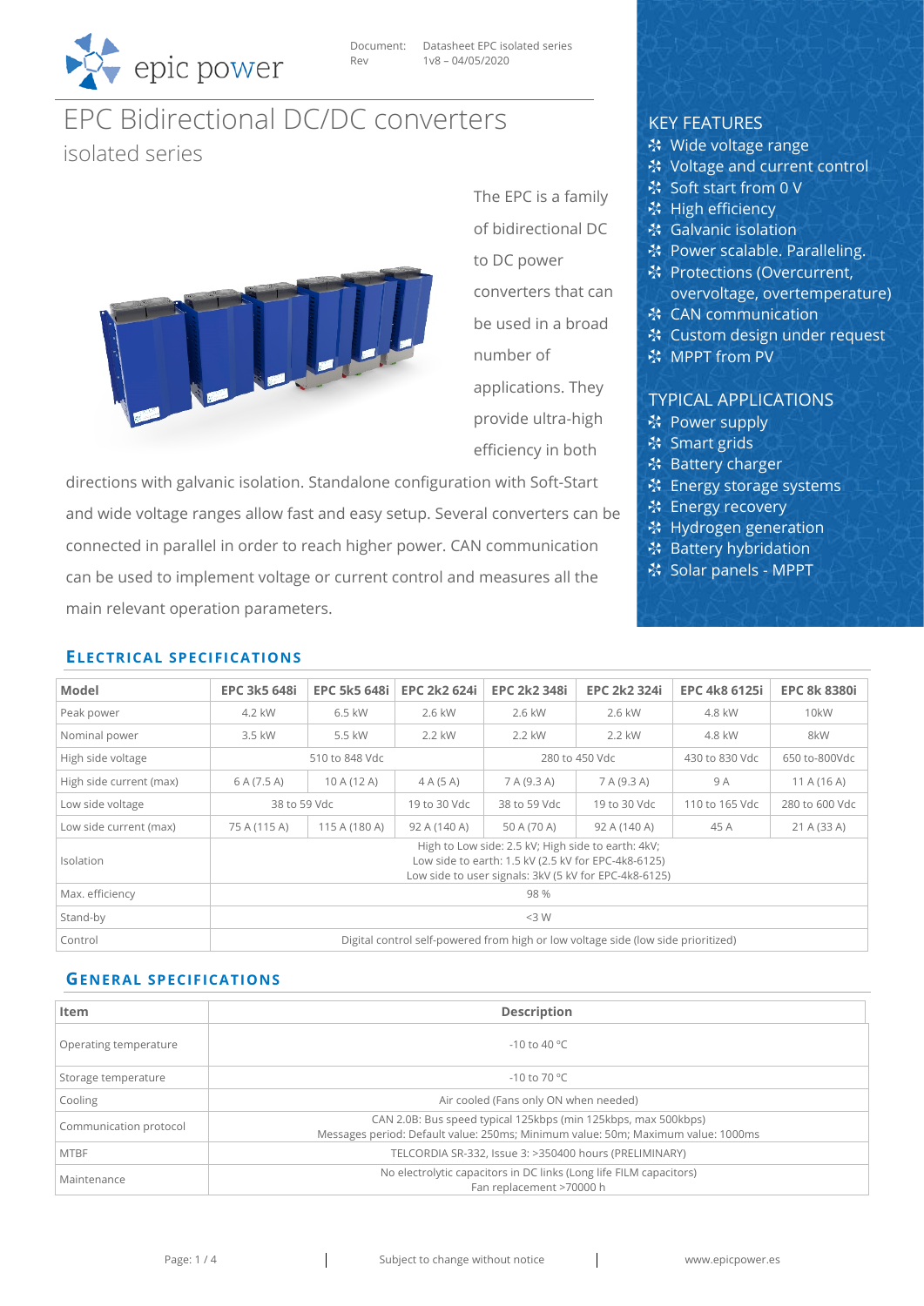epic power

Document: Datasheet EPC isolated series
Rev 1v8 – 04/05/2020

# EPC Bidirectional DC/DC converters

## isolated series

The EPC is a family of bidirectional DC to DC power converters that can be used in a broad number of applications. They provide ultra-high efficiency in both directions with galvanic isolation. Standalone configuration with Soft-Start and wide voltage ranges allow fast and easy setup. Several converters can be connected in parallel in order to reach higher power. CAN communication can be used to implement voltage or current control and measures all the main relevant operation parameters.

### KEY FEATURES

- Wide voltage range
- Voltage and current control
- Soft start from 0 V
- High efficiency
- Galvanic isolation
- Power scalable. Paralleling.
- Protections (Overcurrent, overvoltage, overtemperature)
- CAN communication
- Custom design under request
- MPPT from PV

### TYPICAL APPLICATIONS

- Power supply
- Smart grids
- Battery charger
- Energy storage systems
- Energy recovery
- Hydrogen generation
- Battery hybridation
- Solar panels - MPPT

## ELECTRICAL SPECIFICATIONS

| Model | EPC 3k5 648i | EPC 5k5 648i | EPC 2k2 624i | EPC 2k2 348i | EPC 2k2 324i | EPC 4k8 6125i | EPC 8k 8380i |
|---|---|---|---|---|---|---|---|
| Peak power | 4.2 kW | 6.5 kW | 2.6 kW | 2.6 kW | 2.6 kW | 4.8 kW | 10kW |
| Nominal power | 3.5 kW | 5.5 kW | 2.2 kW | 2.2 kW | 2.2 kW | 4.8 kW | 8kW |
| High side voltage | 510 to 848 Vdc | | | 280 to 450 Vdc | | 430 to 830 Vdc | 650 to-800Vdc |
| High side current (max) | 6 A (7.5 A) | 10 A (12 A) | 4 A (5 A) | 7 A (9.3 A) | 7 A (9.3 A) | 9 A | 11 A (16 A) |
| Low side voltage | 38 to 59 Vdc | | 19 to 30 Vdc | 38 to 59 Vdc | 19 to 30 Vdc | 110 to 165 Vdc | 280 to 600 Vdc |
| Low side current (max) | 75 A (115 A) | 115 A (180 A) | 92 A (140 A) | 50 A (70 A) | 92 A (140 A) | 45 A | 21 A (33 A) |
| Isolation | High to Low side: 2.5 kV; High side to earth: 4kV;<br>Low side to earth: 1.5 kV (2.5 kV for EPC-4k8-6125)<br>Low side to user signals: 3kV (5 kV for EPC-4k8-6125) | | | | | | |
| Max. efficiency | 98 % | | | | | | |
| Stand-by | <3 W | | | | | | |
| Control | Digital control self-powered from high or low voltage side (low side prioritized) | | | | | | |

## GENERAL SPECIFICATIONS

| Item | Description |
|---|---|
| Operating temperature | -10 to 40 °C |
| Storage temperature | -10 to 70 °C |
| Cooling | Air cooled (Fans only ON when needed) |
| Communication protocol | CAN 2.0B: Bus speed typical 125kbps (min 125kbps, max 500kbps)<br>Messages period: Default value: 250ms; Minimum value: 50m; Maximum value: 1000ms |
| MTBF | TELCORDIA SR-332, Issue 3: >350400 hours (PRELIMINARY) |
| Maintenance | No electrolytic capacitors in DC links (Long life FILM capacitors)<br>Fan replacement >70000 h |

Subject to change without notice | www.epicpower.es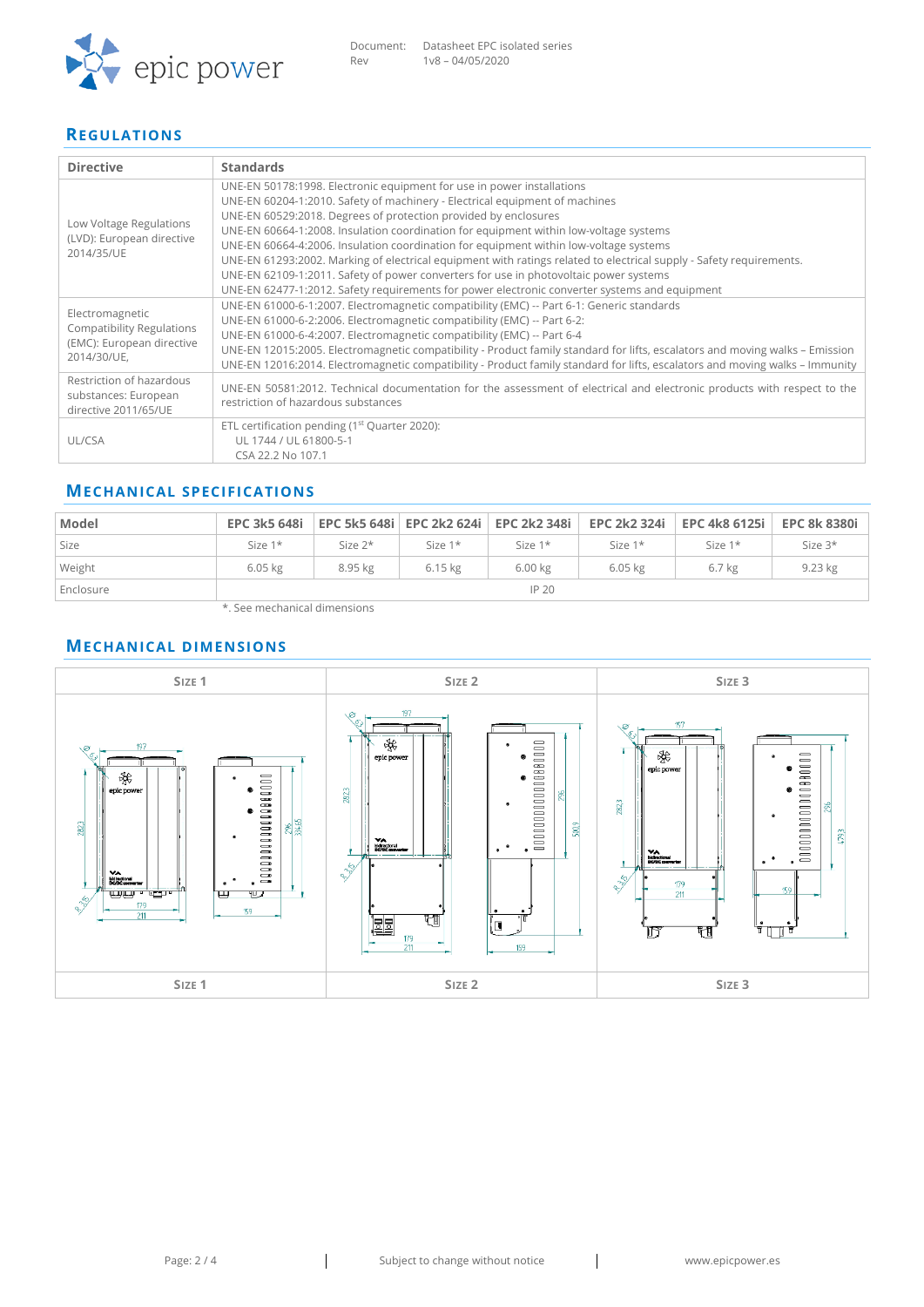## REGULATIONS

| Directive | Standards |
|---|---|
| Low Voltage Regulations (LVD): European directive 2014/35/UE | UNE-EN 50178:1998. Electronic equipment for use in power installations<br>UNE-EN 60204-1:2010. Safety of machinery - Electrical equipment of machines<br>UNE-EN 60529:2018. Degrees of protection provided by enclosures<br>UNE-EN 60664-1:2008. Insulation coordination for equipment within low-voltage systems<br>UNE-EN 60664-4:2006. Insulation coordination for equipment within low-voltage systems<br>UNE-EN 61293:2002. Marking of electrical equipment with ratings related to electrical supply - Safety requirements.<br>UNE-EN 62109-1:2011. Safety of power converters for use in photovoltaic power systems<br>UNE-EN 62477-1:2012. Safety requirements for power electronic converter systems and equipment |
| Electromagnetic Compatibility Regulations (EMC): European directive 2014/30/UE, | UNE-EN 61000-6-1:2007. Electromagnetic compatibility (EMC) -- Part 6-1: Generic standards<br>UNE-EN 61000-6-2:2006. Electromagnetic compatibility (EMC) -- Part 6-2:<br>UNE-EN 61000-6-4:2007. Electromagnetic compatibility (EMC) -- Part 6-4<br>UNE-EN 12015:2005. Electromagnetic compatibility - Product family standard for lifts, escalators and moving walks – Emission<br>UNE-EN 12016:2014. Electromagnetic compatibility - Product family standard for lifts, escalators and moving walks – Immunity |
| Restriction of hazardous substances: European directive 2011/65/UE | UNE-EN 50581:2012. Technical documentation for the assessment of electrical and electronic products with respect to the restriction of hazardous substances |
| UL/CSA | ETL certification pending (1st Quarter 2020):<br>UL 1744 / UL 61800-5-1<br>CSA 22.2 No 107.1 |

## MECHANICAL SPECIFICATIONS

| Model | EPC 3k5 648i | EPC 5k5 648i | EPC 2k2 624i | EPC 2k2 348i | EPC 2k2 324i | EPC 4k8 6125i | EPC 8k 8380i |
|---|---|---|---|---|---|---|---|
| Size | Size 1* | Size 2* | Size 1* | Size 1* | Size 1* | Size 1* | Size 3* |
| Weight | 6.05 kg | 8.95 kg | 6.15 kg | 6.00 kg | 6.05 kg | 6.7 kg | 9.23 kg |
| Enclosure | IP 20 | | | | | | |

*. See mechanical dimensions

## MECHANICAL DIMENSIONS

| SIZE 1 | SIZE 2 | SIZE 3 |
|---|---|---|
| | | |
| SIZE 1 | SIZE 2 | SIZE 3 |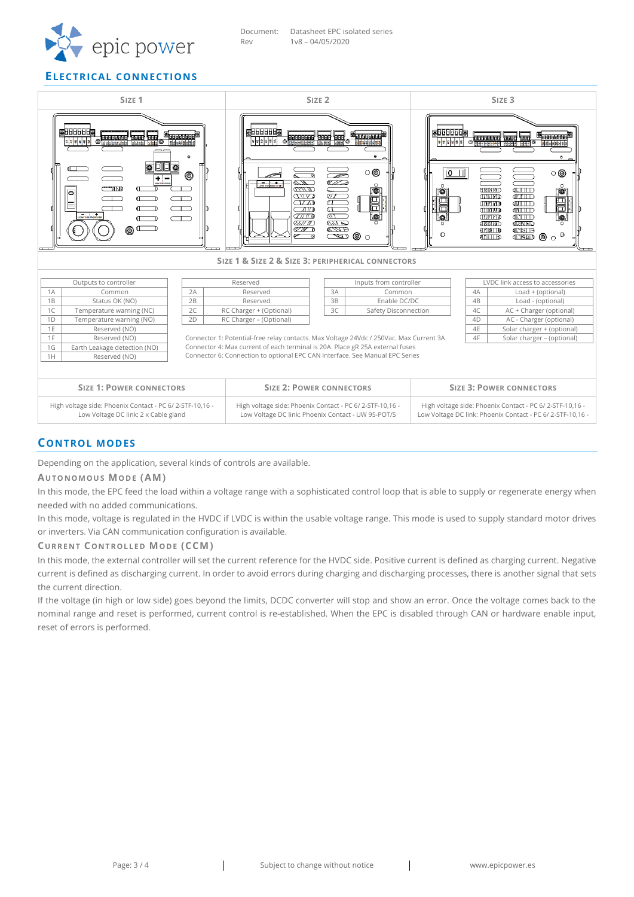## ELECTRICAL CONNECTIONS

| SIZE 1 | SIZE 2 | SIZE 3 |
|---|---|---|

**SIZE 1 & SIZE 2 & SIZE 3: PERIPHERICAL CONNECTORS**

| Outputs to controller | |
|---|---|
| 1A | Common |
| 1B | Status OK (NO) |
| 1C | Temperature warning (NC) |
| 1D | Temperature warning (NO) |
| 1E | Reserved (NO) |
| 1F | Reserved (NO) |
| 1G | Earth Leakage detection (NO) |
| 1H | Reserved (NO) |

| Reserved | |
|---|---|
| 2A | Reserved |
| 2B | Reserved |
| 2C | RC Charger + (Optional) |
| 2D | RC Charger – (Optional) |

| Inputs from controller | |
|---|---|
| 3A | Common |
| 3B | Enable DC/DC |
| 3C | Safety Disconnection |

| LVDC link access to accessories | |
|---|---|
| 4A | Load + (optional) |
| 4B | Load - (optional) |
| 4C | AC + Charger (optional) |
| 4D | AC - Charger (optional) |
| 4E | Solar charger + (optional) |
| 4F | Solar charger – (optional) |

Connector 1: Potential-free relay contacts. Max Voltage 24Vdc / 250Vac. Max Current 3A
Connector 4: Max current of each terminal is 20A. Place gR 25A external fuses
Connector 6: Connection to optional EPC CAN Interface. See Manual EPC Series

| SIZE 1: POWER CONNECTORS | SIZE 2: POWER CONNECTORS | SIZE 3: POWER CONNECTORS |
|---|---|---|
| High voltage side: Phoenix Contact - PC 6/ 2-STF-10,16 - Low Voltage DC link: 2 x Cable gland | High voltage side: Phoenix Contact - PC 6/ 2-STF-10,16 - Low Voltage DC link: Phoenix Contact - UW 95-POT/S | High voltage side: Phoenix Contact - PC 6/ 2-STF-10,16 - Low Voltage DC link: Phoenix Contact - PC 6/ 2-STF-10,16 - |

## CONTROL MODES

Depending on the application, several kinds of controls are available.

### AUTONOMOUS MODE (AM)

In this mode, the EPC feed the load within a voltage range with a sophisticated control loop that is able to supply or regenerate energy when needed with no added communications.

In this mode, voltage is regulated in the HVDC if LVDC is within the usable voltage range. This mode is used to supply standard motor drives or inverters. Via CAN communication configuration is available.

### CURRENT CONTROLLED MODE (CCM)

In this mode, the external controller will set the current reference for the HVDC side. Positive current is defined as charging current. Negative current is defined as discharging current. In order to avoid errors during charging and discharging processes, there is another signal that sets the current direction.

If the voltage (in high or low side) goes beyond the limits, DCDC converter will stop and show an error. Once the voltage comes back to the nominal range and reset is performed, current control is re-established. When the EPC is disabled through CAN or hardware enable input, reset of errors is performed.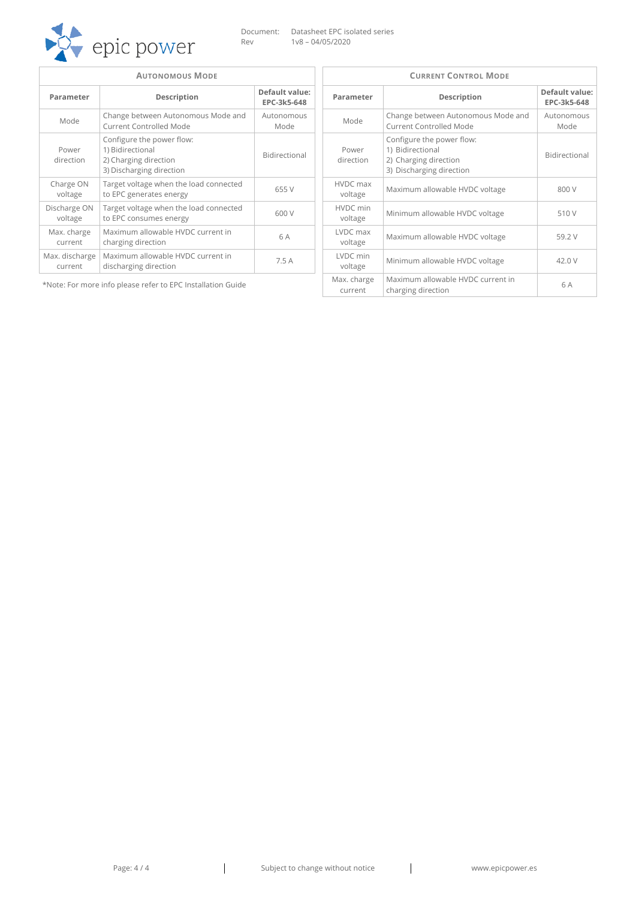### Autonomous Mode

| Parameter | Description | Default value: EPC-3k5-648 |
|---|---|---|
| Mode | Change between Autonomous Mode and Current Controlled Mode | Autonomous Mode |
| Power direction | Configure the power flow: 1) Bidirectional 2) Charging direction 3) Discharging direction | Bidirectional |
| Charge ON voltage | Target voltage when the load connected to EPC generates energy | 655 V |
| Discharge ON voltage | Target voltage when the load connected to EPC consumes energy | 600 V |
| Max. charge current | Maximum allowable HVDC current in charging direction | 6 A |
| Max. discharge current | Maximum allowable HVDC current in discharging direction | 7.5 A |

*Note: For more info please refer to EPC Installation Guide

### Current Control Mode

| Parameter | Description | Default value: EPC-3k5-648 |
|---|---|---|
| Mode | Change between Autonomous Mode and Current Controlled Mode | Autonomous Mode |
| Power direction | Configure the power flow: 1) Bidirectional 2) Charging direction 3) Discharging direction | Bidirectional |
| HVDC max voltage | Maximum allowable HVDC voltage | 800 V |
| HVDC min voltage | Minimum allowable HVDC voltage | 510 V |
| LVDC max voltage | Maximum allowable HVDC voltage | 59.2 V |
| LVDC min voltage | Minimum allowable HVDC voltage | 42.0 V |
| Max. charge current | Maximum allowable HVDC current in charging direction | 6 A |